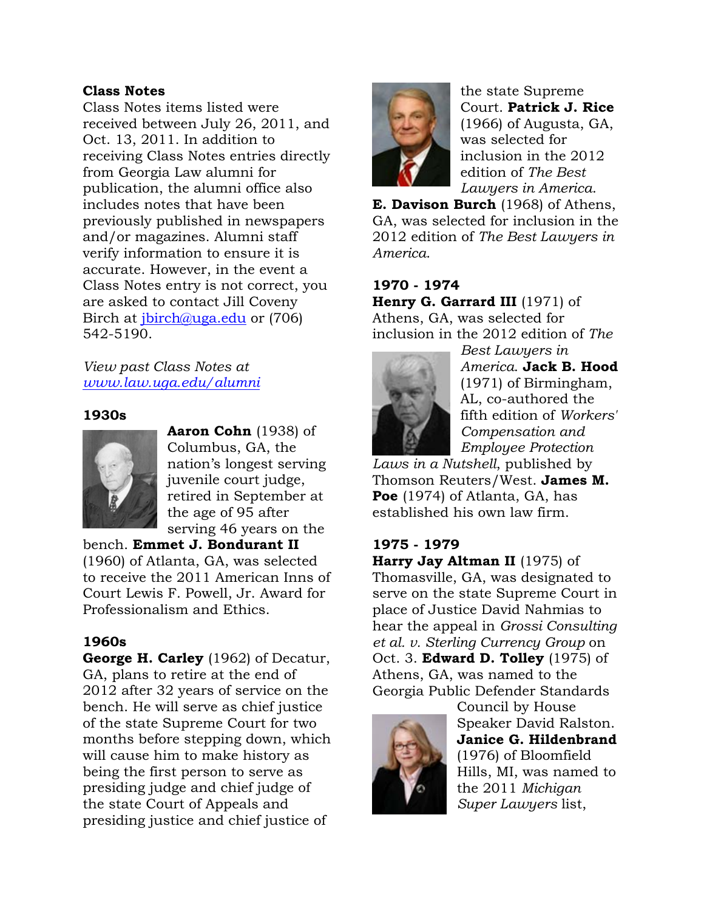## Class Notes

Class Notes items listed were received between July 26, 2011, and Oct. 13, 2011. In addition to receiving Class Notes entries directly from Georgia Law alumni for publication, the alumni office also includes notes that have been previously published in newspapers and/or magazines. Alumni staff verify information to ensure it is accurate. However, in the event a Class Notes entry is not correct, you are asked to contact Jill Coveny Birch at jbirch@uga.edu or (706) 542-5190.

*View past Class Notes at www.law.uga.edu/alumni*

### 1930s

**Aaron Cohn** (1938) of Columbus, GA, the nation's longest serving juvenile court judge, retired in September at the age of 95 after serving 46 years on the bench. **Emmet J. Bondurant II** (1960) of Atlanta, GA, was selected to receive the 2011 American Inns of Court Lewis F. Powell, Jr. Award for Professionalism and Ethics.

### 1960s

**George H. Carley** (1962) of Decatur, GA, plans to retire at the end of 2012 after 32 years of service on the bench. He will serve as chief justice of the state Supreme Court for two months before stepping down, which will cause him to make history as being the first person to serve as presiding judge and chief judge of the state Court of Appeals and presiding justice and chief justice of the state Supreme Court. **Patrick J. Rice** (1966) of Augusta, GA, was selected for inclusion in the 2012 edition of *The Best Lawyers in America*.

**E. Davison Burch** (1968) of Athens, GA, was selected for inclusion in the 2012 edition of *The Best Lawyers in America*.

### 1970 - 1974

**Henry G. Garrard III** (1971) of Athens, GA, was selected for inclusion in the 2012 edition of *The Best Lawyers in America*. **Jack B. Hood** (1971) of Birmingham, AL, co-authored the fifth edition of *Workers' Compensation and Employee Protection Laws in a Nutshell*, published by Thomson Reuters/West. **James M. Poe** (1974) of Atlanta, GA, has established his own law firm.

### 1975 - 1979

**Harry Jay Altman II** (1975) of Thomasville, GA, was designated to serve on the state Supreme Court in place of Justice David Nahmias to hear the appeal in *Grossi Consulting et al. v. Sterling Currency Group* on Oct. 3. **Edward D. Tolley** (1975) of Athens, GA, was named to the Georgia Public Defender Standards Council by House Speaker David Ralston. **Janice G. Hildenbrand** (1976) of Bloomfield Hills, MI, was named to the 2011 *Michigan Super Lawyers* list,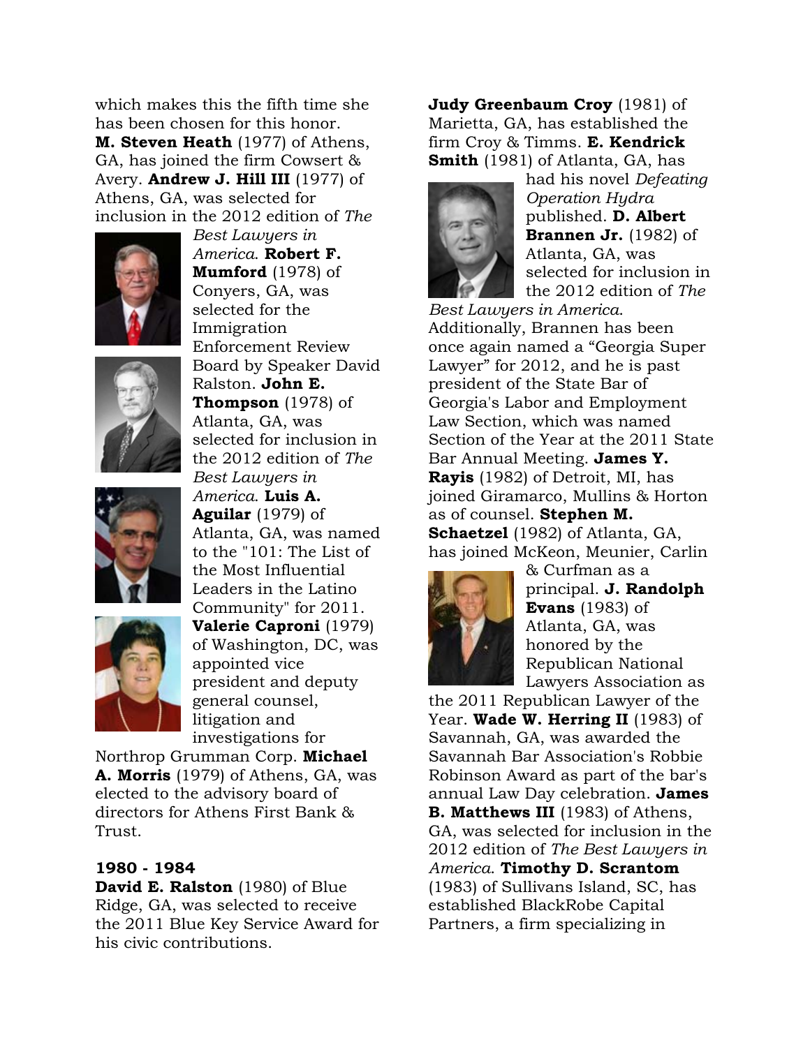which makes this the fifth time she has been chosen for this honor. **M. Steven Heath** (1977) of Athens, GA, has joined the firm Cowsert & Avery. **Andrew J. Hill III** (1977) of Athens, GA, was selected for inclusion in the 2012 edition of *The Best Lawyers in America*. **Robert F. Mumford** (1978) of Conyers, GA, was selected for the Immigration Enforcement Review Board by Speaker David Ralston. **John E. Thompson** (1978) of Atlanta, GA, was selected for inclusion in the 2012 edition of *The Best Lawyers in America*. **Luis A. Aguilar** (1979) of Atlanta, GA, was named to the "101: The List of the Most Influential Leaders in the Latino Community" for 2011. **Valerie Caproni** (1979) of Washington, DC, was appointed vice president and deputy general counsel, litigation and investigations for Northrop Grumman Corp. **Michael A. Morris** (1979) of Athens, GA, was elected to the advisory board of directors for Athens First Bank & Trust.

**1980 - 1984**

**David E. Ralston** (1980) of Blue Ridge, GA, was selected to receive the 2011 Blue Key Service Award for his civic contributions.

**Judy Greenbaum Croy** (1981) of Marietta, GA, has established the firm Croy & Timms. **E. Kendrick Smith** (1981) of Atlanta, GA, has had his novel *Defeating Operation Hydra* published. **D. Albert Brannen Jr.** (1982) of Atlanta, GA, was selected for inclusion in the 2012 edition of *The Best Lawyers in America*. Additionally, Brannen has been once again named a "Georgia Super Lawyer" for 2012, and he is past president of the State Bar of Georgia's Labor and Employment Law Section, which was named Section of the Year at the 2011 State Bar Annual Meeting. **James Y. Rayis** (1982) of Detroit, MI, has joined Giramarco, Mullins & Horton as of counsel. **Stephen M. Schaetzel** (1982) of Atlanta, GA, has joined McKeon, Meunier, Carlin & Curfman as a principal. **J. Randolph Evans** (1983) of Atlanta, GA, was honored by the Republican National Lawyers Association as the 2011 Republican Lawyer of the Year. **Wade W. Herring II** (1983) of Savannah, GA, was awarded the Savannah Bar Association's Robbie Robinson Award as part of the bar's annual Law Day celebration. **James B. Matthews III** (1983) of Athens, GA, was selected for inclusion in the 2012 edition of *The Best Lawyers in America*. **Timothy D. Scrantom** (1983) of Sullivans Island, SC, has established BlackRobe Capital Partners, a firm specializing in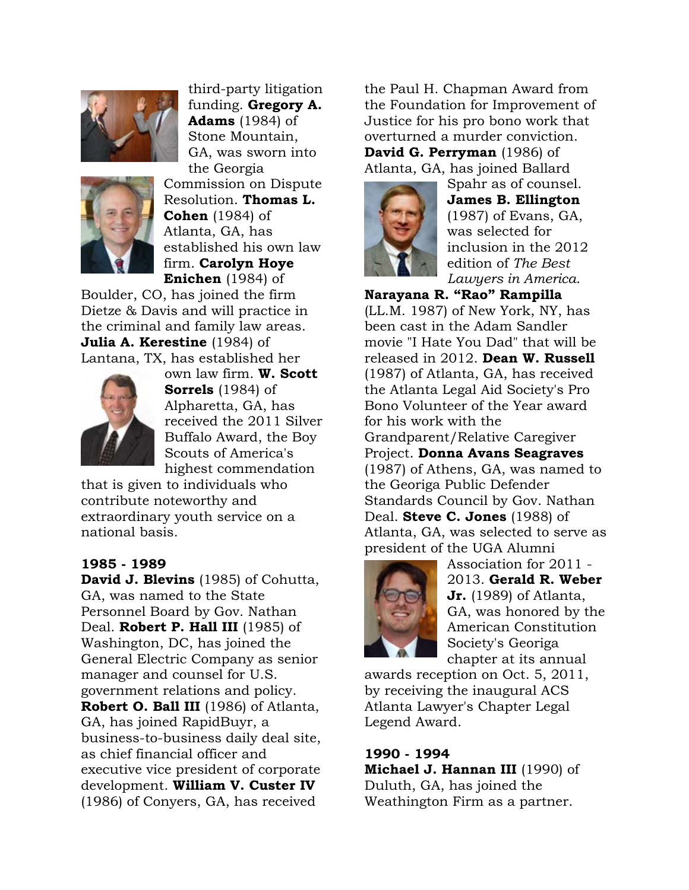third-party litigation funding. **Gregory A. Adams** (1984) of Stone Mountain, GA, was sworn into the Georgia Commission on Dispute Resolution. **Thomas L. Cohen** (1984) of Atlanta, GA, has established his own law firm. **Carolyn Hoye Enichen** (1984) of Boulder, CO, has joined the firm Dietze & Davis and will practice in the criminal and family law areas. **Julia A. Kerestine** (1984) of Lantana, TX, has established her own law firm. **W. Scott Sorrels** (1984) of Alpharetta, GA, has received the 2011 Silver Buffalo Award, the Boy Scouts of America's highest commendation that is given to individuals who contribute noteworthy and extraordinary youth service on a national basis.

### 1985 - 1989

**David J. Blevins** (1985) of Cohutta, GA, was named to the State Personnel Board by Gov. Nathan Deal. **Robert P. Hall III** (1985) of Washington, DC, has joined the General Electric Company as senior manager and counsel for U.S. government relations and policy. **Robert O. Ball III** (1986) of Atlanta, GA, has joined RapidBuyr, a business-to-business daily deal site, as chief financial officer and executive vice president of corporate development. **William V. Custer IV** (1986) of Conyers, GA, has received the Paul H. Chapman Award from the Foundation for Improvement of Justice for his pro bono work that overturned a murder conviction. **David G. Perryman** (1986) of Atlanta, GA, has joined Ballard Spahr as of counsel. **James B. Ellington** (1987) of Evans, GA, was selected for inclusion in the 2012 edition of *The Best Lawyers in America*. **Narayana R. "Rao" Rampilla** (LL.M. 1987) of New York, NY, has been cast in the Adam Sandler movie "I Hate You Dad" that will be released in 2012. **Dean W. Russell** (1987) of Atlanta, GA, has received the Atlanta Legal Aid Society's Pro Bono Volunteer of the Year award for his work with the Grandparent/Relative Caregiver Project. **Donna Avans Seagraves** (1987) of Athens, GA, was named to the Georiga Public Defender Standards Council by Gov. Nathan Deal. **Steve C. Jones** (1988) of Atlanta, GA, was selected to serve as president of the UGA Alumni Association for 2011 - 2013. **Gerald R. Weber Jr.** (1989) of Atlanta, GA, was honored by the American Constitution Society's Georiga chapter at its annual awards reception on Oct. 5, 2011, by receiving the inaugural ACS Atlanta Lawyer's Chapter Legal Legend Award.

### 1990 - 1994

**Michael J. Hannan III** (1990) of Duluth, GA, has joined the Weathington Firm as a partner.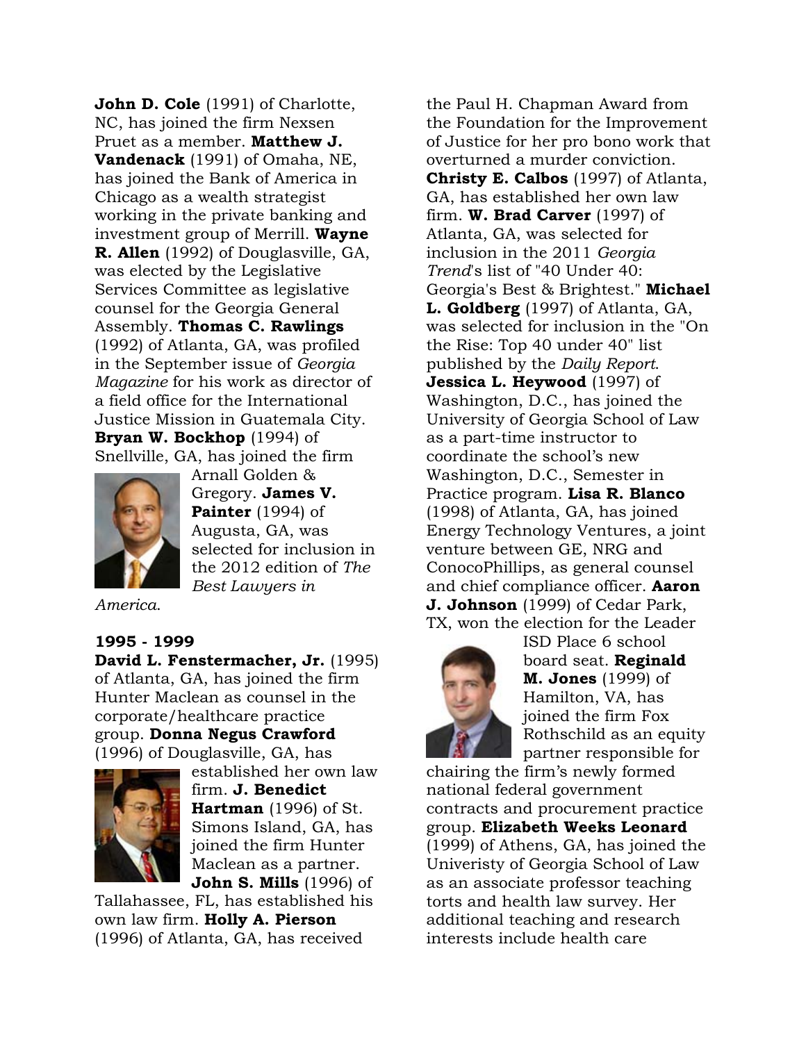**John D. Cole** (1991) of Charlotte, NC, has joined the firm Nexsen Pruet as a member. **Matthew J. Vandenack** (1991) of Omaha, NE, has joined the Bank of America in Chicago as a wealth strategist working in the private banking and investment group of Merrill. **Wayne R. Allen** (1992) of Douglasville, GA, was elected by the Legislative Services Committee as legislative counsel for the Georgia General Assembly. **Thomas C. Rawlings** (1992) of Atlanta, GA, was profiled in the September issue of *Georgia Magazine* for his work as director of a field office for the International Justice Mission in Guatemala City. **Bryan W. Bockhop** (1994) of Snellville, GA, has joined the firm Arnall Golden & Gregory. **James V. Painter** (1994) of Augusta, GA, was selected for inclusion in the 2012 edition of *The Best Lawyers in America*.

**1995 - 1999**

**David L. Fenstermacher, Jr.** (1995) of Atlanta, GA, has joined the firm Hunter Maclean as counsel in the corporate/healthcare practice group. **Donna Negus Crawford** (1996) of Douglasville, GA, has established her own law firm. **J. Benedict Hartman** (1996) of St. Simons Island, GA, has joined the firm Hunter Maclean as a partner. **John S. Mills** (1996) of Tallahassee, FL, has established his own law firm. **Holly A. Pierson** (1996) of Atlanta, GA, has received the Paul H. Chapman Award from the Foundation for the Improvement of Justice for her pro bono work that overturned a murder conviction. **Christy E. Calbos** (1997) of Atlanta, GA, has established her own law firm. **W. Brad Carver** (1997) of Atlanta, GA, was selected for inclusion in the 2011 *Georgia Trend*'s list of "40 Under 40: Georgia's Best & Brightest." **Michael L. Goldberg** (1997) of Atlanta, GA, was selected for inclusion in the "On the Rise: Top 40 under 40" list published by the *Daily Report*. **Jessica L. Heywood** (1997) of Washington, D.C., has joined the University of Georgia School of Law as a part-time instructor to coordinate the school's new Washington, D.C., Semester in Practice program. **Lisa R. Blanco** (1998) of Atlanta, GA, has joined Energy Technology Ventures, a joint venture between GE, NRG and ConocoPhillips, as general counsel and chief compliance officer. **Aaron J. Johnson** (1999) of Cedar Park, TX, won the election for the Leader ISD Place 6 school board seat. **Reginald M. Jones** (1999) of Hamilton, VA, has joined the firm Fox Rothschild as an equity partner responsible for chairing the firm's newly formed national federal government contracts and procurement practice group. **Elizabeth Weeks Leonard** (1999) of Athens, GA, has joined the Univeristy of Georgia School of Law as an associate professor teaching torts and health law survey. Her additional teaching and research interests include health care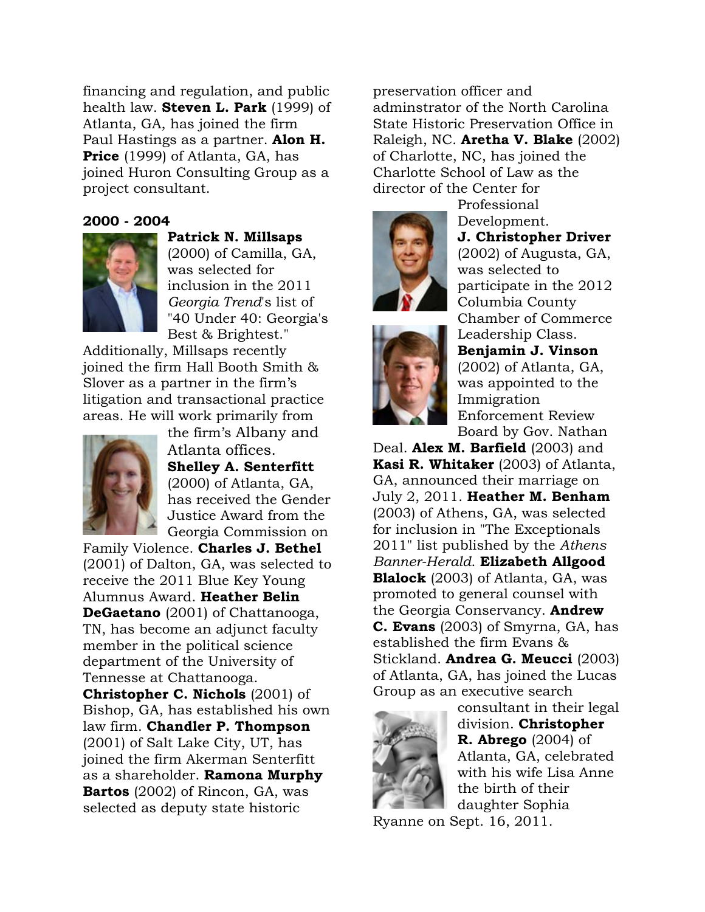financing and regulation, and public health law. **Steven L. Park** (1999) of Atlanta, GA, has joined the firm Paul Hastings as a partner. **Alon H. Price** (1999) of Atlanta, GA, has joined Huron Consulting Group as a project consultant.

**2000 - 2004**

**Patrick N. Millsaps** (2000) of Camilla, GA, was selected for inclusion in the 2011 *Georgia Trend*'s list of "40 Under 40: Georgia's Best & Brightest." Additionally, Millsaps recently joined the firm Hall Booth Smith & Slover as a partner in the firm's litigation and transactional practice areas. He will work primarily from the firm's Albany and Atlanta offices. **Shelley A. Senterfitt** (2000) of Atlanta, GA, has received the Gender Justice Award from the Georgia Commission on Family Violence. **Charles J. Bethel** (2001) of Dalton, GA, was selected to receive the 2011 Blue Key Young Alumnus Award. **Heather Belin DeGaetano** (2001) of Chattanooga, TN, has become an adjunct faculty member in the political science department of the University of Tennesse at Chattanooga. **Christopher C. Nichols** (2001) of Bishop, GA, has established his own law firm. **Chandler P. Thompson** (2001) of Salt Lake City, UT, has joined the firm Akerman Senterfitt as a shareholder. **Ramona Murphy Bartos** (2002) of Rincon, GA, was selected as deputy state historic preservation officer and adminstrator of the North Carolina State Historic Preservation Office in Raleigh, NC. **Aretha V. Blake** (2002) of Charlotte, NC, has joined the Charlotte School of Law as the director of the Center for Professional Development. **J. Christopher Driver** (2002) of Augusta, GA, was selected to participate in the 2012 Columbia County Chamber of Commerce Leadership Class. **Benjamin J. Vinson** (2002) of Atlanta, GA, was appointed to the Immigration Enforcement Review Board by Gov. Nathan Deal. **Alex M. Barfield** (2003) and **Kasi R. Whitaker** (2003) of Atlanta, GA, announced their marriage on July 2, 2011. **Heather M. Benham** (2003) of Athens, GA, was selected for inclusion in "The Exceptionals 2011" list published by the *Athens Banner-Herald*. **Elizabeth Allgood Blalock** (2003) of Atlanta, GA, was promoted to general counsel with the Georgia Conservancy. **Andrew C. Evans** (2003) of Smyrna, GA, has established the firm Evans & Stickland. **Andrea G. Meucci** (2003) of Atlanta, GA, has joined the Lucas Group as an executive search consultant in their legal division. **Christopher R. Abrego** (2004) of Atlanta, GA, celebrated with his wife Lisa Anne the birth of their daughter Sophia Ryanne on Sept. 16, 2011.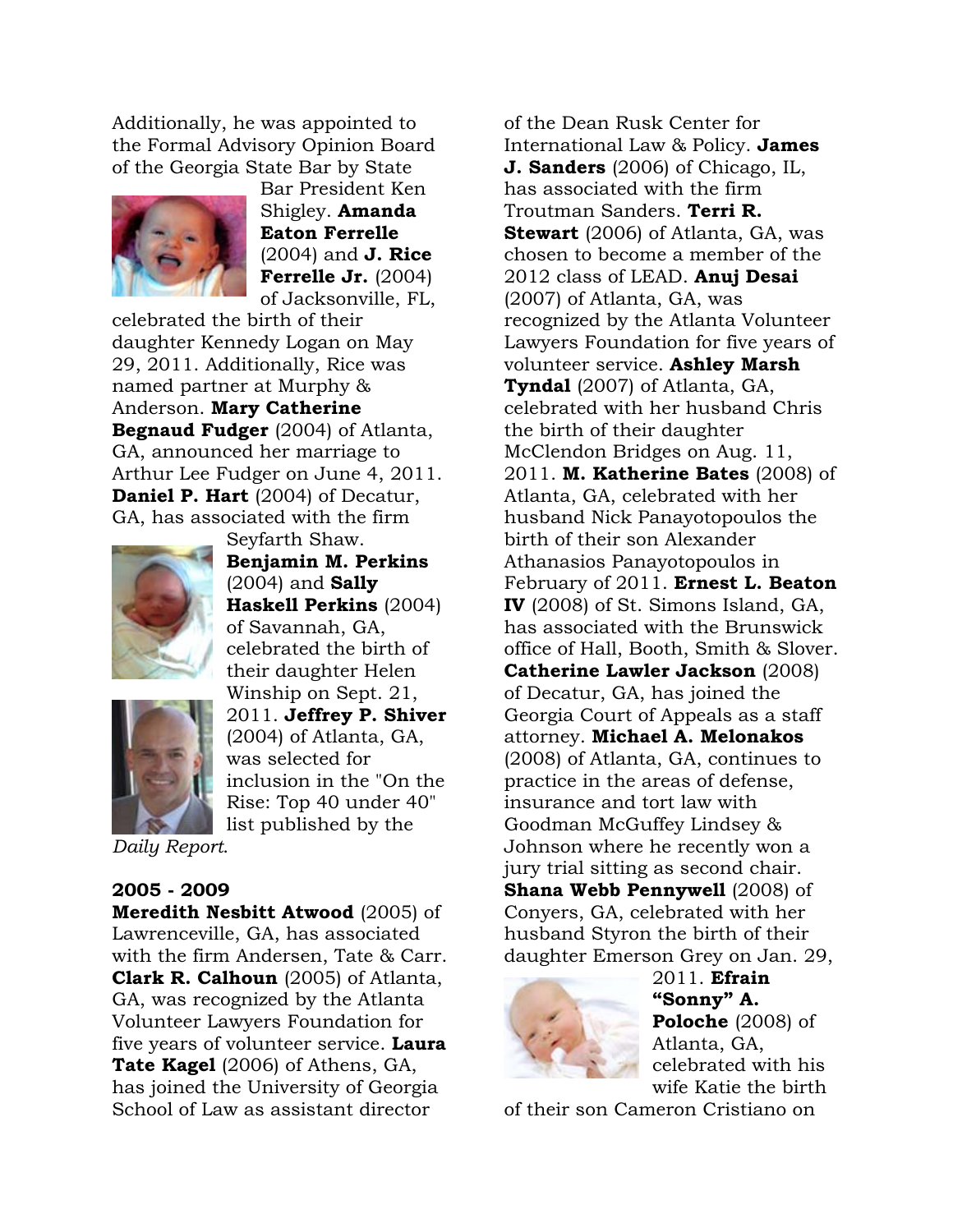Additionally, he was appointed to the Formal Advisory Opinion Board of the Georgia State Bar by State Bar President Ken Shigley. **Amanda Eaton Ferrelle** (2004) and **J. Rice Ferrelle Jr.** (2004) of Jacksonville, FL, celebrated the birth of their daughter Kennedy Logan on May 29, 2011. Additionally, Rice was named partner at Murphy & Anderson. **Mary Catherine Begnaud Fudger** (2004) of Atlanta, GA, announced her marriage to Arthur Lee Fudger on June 4, 2011. **Daniel P. Hart** (2004) of Decatur, GA, has associated with the firm Seyfarth Shaw. **Benjamin M. Perkins** (2004) and **Sally Haskell Perkins** (2004) of Savannah, GA, celebrated the birth of their daughter Helen Winship on Sept. 21, 2011. **Jeffrey P. Shiver** (2004) of Atlanta, GA, was selected for inclusion in the "On the Rise: Top 40 under 40" list published by the *Daily Report*.

**2005 - 2009**

**Meredith Nesbitt Atwood** (2005) of Lawrenceville, GA, has associated with the firm Andersen, Tate & Carr. **Clark R. Calhoun** (2005) of Atlanta, GA, was recognized by the Atlanta Volunteer Lawyers Foundation for five years of volunteer service. **Laura Tate Kagel** (2006) of Athens, GA, has joined the University of Georgia School of Law as assistant director of the Dean Rusk Center for International Law & Policy. **James J. Sanders** (2006) of Chicago, IL, has associated with the firm Troutman Sanders. **Terri R. Stewart** (2006) of Atlanta, GA, was chosen to become a member of the 2012 class of LEAD. **Anuj Desai** (2007) of Atlanta, GA, was recognized by the Atlanta Volunteer Lawyers Foundation for five years of volunteer service. **Ashley Marsh Tyndal** (2007) of Atlanta, GA, celebrated with her husband Chris the birth of their daughter McClendon Bridges on Aug. 11, 2011. **M. Katherine Bates** (2008) of Atlanta, GA, celebrated with her husband Nick Panayotopoulos the birth of their son Alexander Athanasios Panayotopoulos in February of 2011. **Ernest L. Beaton IV** (2008) of St. Simons Island, GA, has associated with the Brunswick office of Hall, Booth, Smith & Slover. **Catherine Lawler Jackson** (2008) of Decatur, GA, has joined the Georgia Court of Appeals as a staff attorney. **Michael A. Melonakos** (2008) of Atlanta, GA, continues to practice in the areas of defense, insurance and tort law with Goodman McGuffey Lindsey & Johnson where he recently won a jury trial sitting as second chair. **Shana Webb Pennywell** (2008) of Conyers, GA, celebrated with her husband Styron the birth of their daughter Emerson Grey on Jan. 29, 2011. **Efrain "Sonny" A. Poloche** (2008) of Atlanta, GA, celebrated with his wife Katie the birth of their son Cameron Cristiano on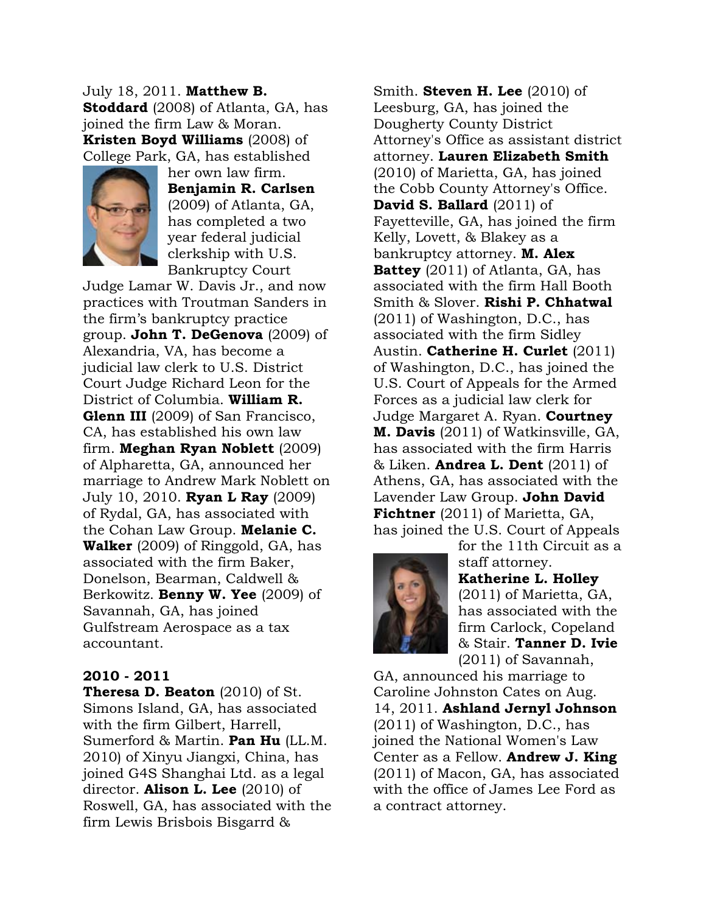July 18, 2011. **Matthew B. Stoddard** (2008) of Atlanta, GA, has joined the firm Law & Moran. **Kristen Boyd Williams** (2008) of College Park, GA, has established her own law firm. **Benjamin R. Carlsen** (2009) of Atlanta, GA, has completed a two year federal judicial clerkship with U.S. Bankruptcy Court Judge Lamar W. Davis Jr., and now practices with Troutman Sanders in the firm's bankruptcy practice group. **John T. DeGenova** (2009) of Alexandria, VA, has become a judicial law clerk to U.S. District Court Judge Richard Leon for the District of Columbia. **William R. Glenn III** (2009) of San Francisco, CA, has established his own law firm. **Meghan Ryan Noblett** (2009) of Alpharetta, GA, announced her marriage to Andrew Mark Noblett on July 10, 2010. **Ryan L Ray** (2009) of Rydal, GA, has associated with the Cohan Law Group. **Melanie C. Walker** (2009) of Ringgold, GA, has associated with the firm Baker, Donelson, Bearman, Caldwell & Berkowitz. **Benny W. Yee** (2009) of Savannah, GA, has joined Gulfstream Aerospace as a tax accountant.

**2010 - 2011**

**Theresa D. Beaton** (2010) of St. Simons Island, GA, has associated with the firm Gilbert, Harrell, Sumerford & Martin. **Pan Hu** (LL.M. 2010) of Xinyu Jiangxi, China, has joined G4S Shanghai Ltd. as a legal director. **Alison L. Lee** (2010) of Roswell, GA, has associated with the firm Lewis Brisbois Bisgarrd & Smith. **Steven H. Lee** (2010) of Leesburg, GA, has joined the Dougherty County District Attorney's Office as assistant district attorney. **Lauren Elizabeth Smith** (2010) of Marietta, GA, has joined the Cobb County Attorney's Office. **David S. Ballard** (2011) of Fayetteville, GA, has joined the firm Kelly, Lovett, & Blakey as a bankruptcy attorney. **M. Alex Battey** (2011) of Atlanta, GA, has associated with the firm Hall Booth Smith & Slover. **Rishi P. Chhatwal** (2011) of Washington, D.C., has associated with the firm Sidley Austin. **Catherine H. Curlet** (2011) of Washington, D.C., has joined the U.S. Court of Appeals for the Armed Forces as a judicial law clerk for Judge Margaret A. Ryan. **Courtney M. Davis** (2011) of Watkinsville, GA, has associated with the firm Harris & Liken. **Andrea L. Dent** (2011) of Athens, GA, has associated with the Lavender Law Group. **John David Fichtner** (2011) of Marietta, GA, has joined the U.S. Court of Appeals for the 11th Circuit as a staff attorney. **Katherine L. Holley** (2011) of Marietta, GA, has associated with the firm Carlock, Copeland & Stair. **Tanner D. Ivie** (2011) of Savannah, GA, announced his marriage to Caroline Johnston Cates on Aug. 14, 2011. **Ashland Jernyl Johnson** (2011) of Washington, D.C., has joined the National Women's Law Center as a Fellow. **Andrew J. King** (2011) of Macon, GA, has associated with the office of James Lee Ford as a contract attorney.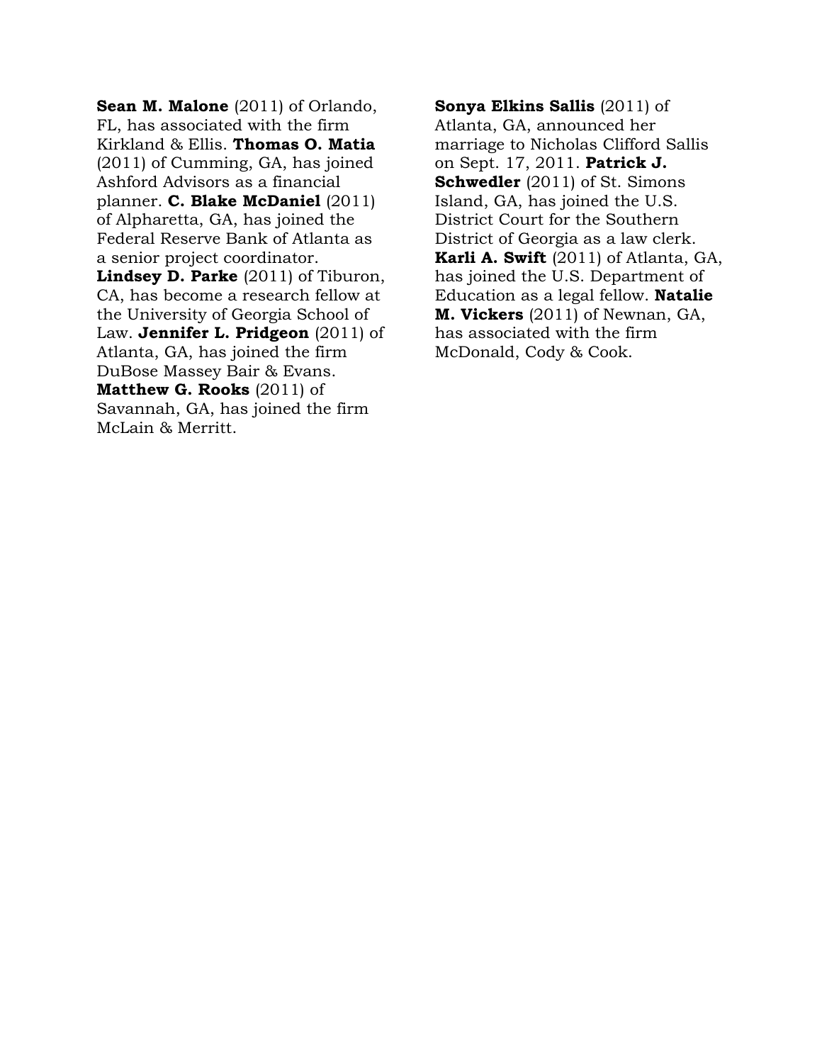**Sean M. Malone** (2011) of Orlando, FL, has associated with the firm Kirkland & Ellis. **Thomas O. Matia** (2011) of Cumming, GA, has joined Ashford Advisors as a financial planner. **C. Blake McDaniel** (2011) of Alpharetta, GA, has joined the Federal Reserve Bank of Atlanta as a senior project coordinator. **Lindsey D. Parke** (2011) of Tiburon, CA, has become a research fellow at the University of Georgia School of Law. **Jennifer L. Pridgeon** (2011) of Atlanta, GA, has joined the firm DuBose Massey Bair & Evans. **Matthew G. Rooks** (2011) of Savannah, GA, has joined the firm McLain & Merritt.

**Sonya Elkins Sallis** (2011) of Atlanta, GA, announced her marriage to Nicholas Clifford Sallis on Sept. 17, 2011. **Patrick J. Schwedler** (2011) of St. Simons Island, GA, has joined the U.S. District Court for the Southern District of Georgia as a law clerk. **Karli A. Swift** (2011) of Atlanta, GA, has joined the U.S. Department of Education as a legal fellow. **Natalie M. Vickers** (2011) of Newnan, GA, has associated with the firm McDonald, Cody & Cook.